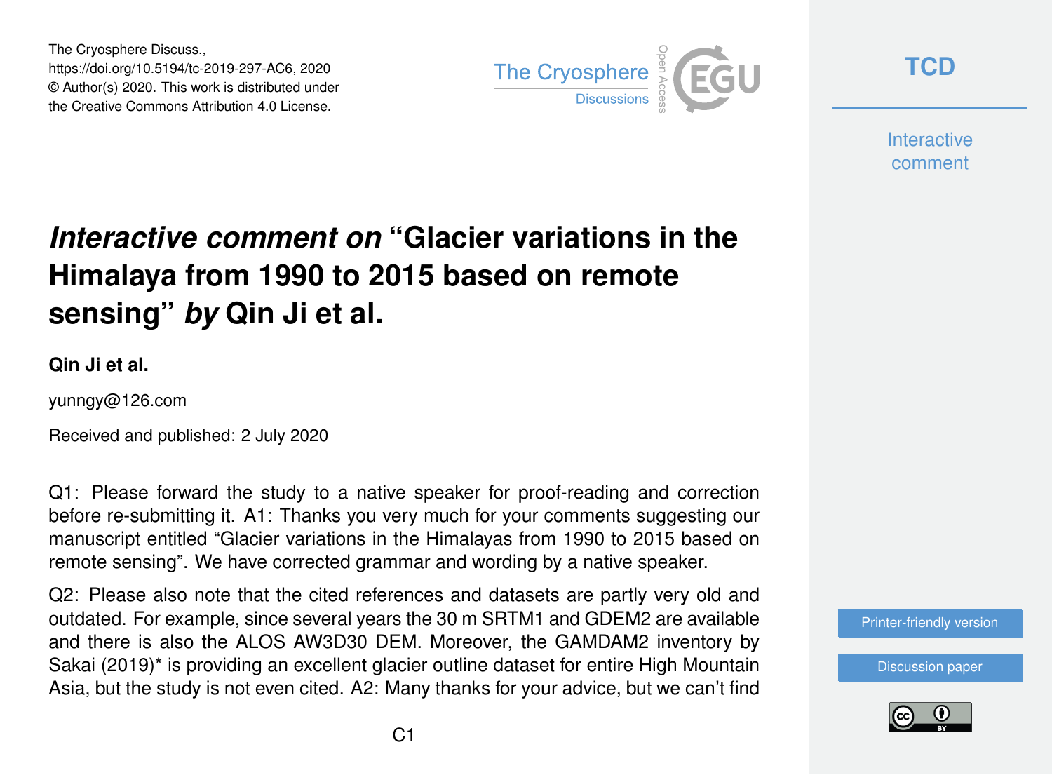# *Interactive comment on* "Glacier variations in the Himalaya from 1990 to 2015 based on remote sensing" *by* Qin Ji et al.

**Qin Ji et al.**

yunngy@126.com

Received and published: 2 July 2020

Q1: Please forward the study to a native speaker for proof-reading and correction before re-submitting it. A1: Thanks you very much for your comments suggesting our manuscript entitled "Glacier variations in the Himalayas from 1990 to 2015 based on remote sensing". We have corrected grammar and wording by a native speaker.

Q2: Please also note that the cited references and datasets are partly very old and outdated. For example, since several years the 30 m SRTM1 and GDEM2 are available and there is also the ALOS AW3D30 DEM. Moreover, the GAMDAM2 inventory by Sakai (2019)* is providing an excellent glacier outline dataset for entire High Mountain Asia, but the study is not even cited. A2: Many thanks for your advice, but we can't find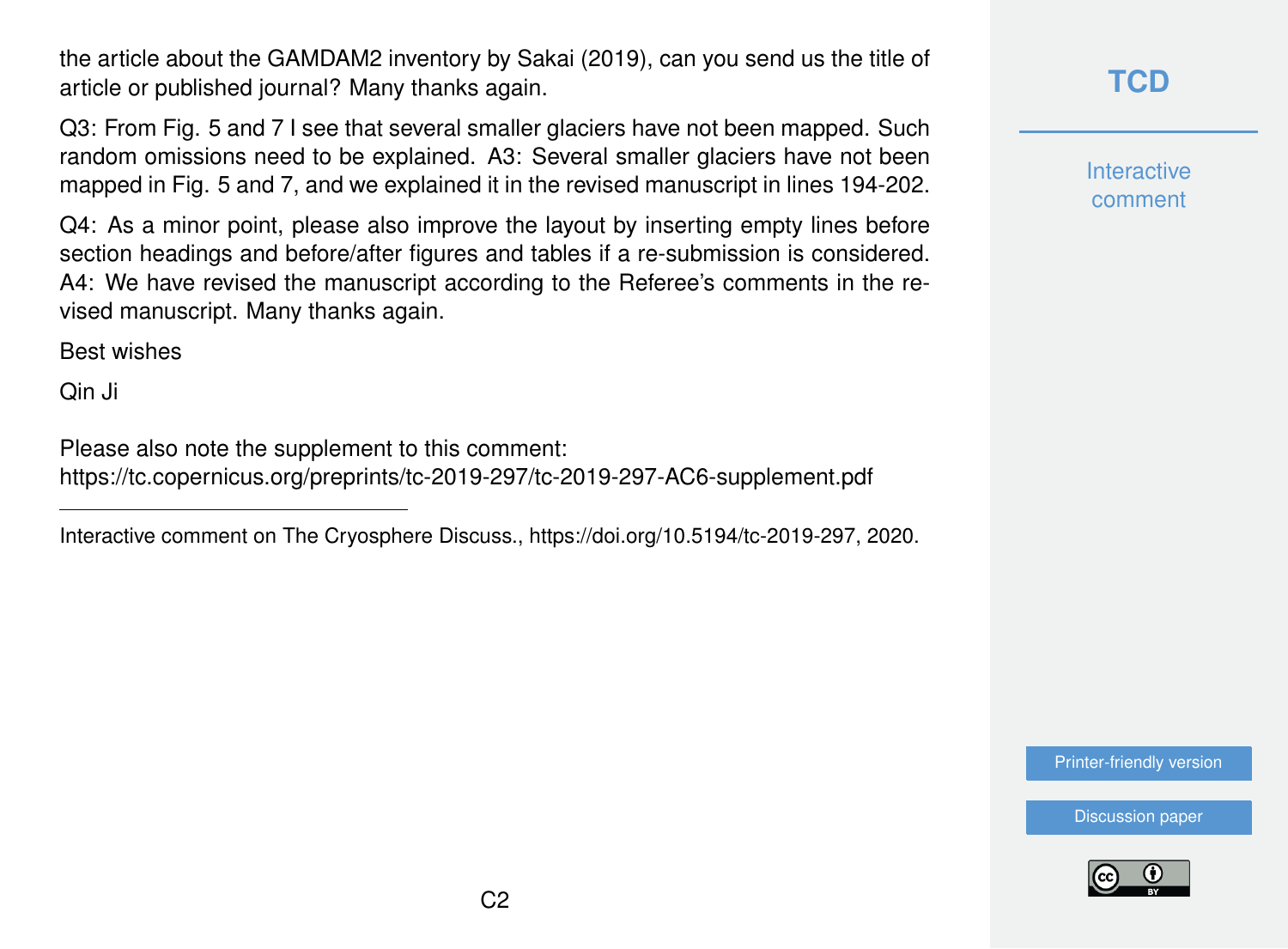the article about the GAMDAM2 inventory by Sakai (2019), can you send us the title of article or published journal? Many thanks again.

Q3: From Fig. 5 and 7 I see that several smaller glaciers have not been mapped. Such random omissions need to be explained. A3: Several smaller glaciers have not been mapped in Fig. 5 and 7, and we explained it in the revised manuscript in lines 194-202.

Q4: As a minor point, please also improve the layout by inserting empty lines before section headings and before/after figures and tables if a re-submission is considered. A4: We have revised the manuscript according to the Referee's comments in the revised manuscript. Many thanks again.

Best wishes

Qin Ji

Please also note the supplement to this comment:
https://tc.copernicus.org/preprints/tc-2019-297/tc-2019-297-AC6-supplement.pdf

---

Interactive comment on The Cryosphere Discuss., https://doi.org/10.5194/tc-2019-297, 2020.